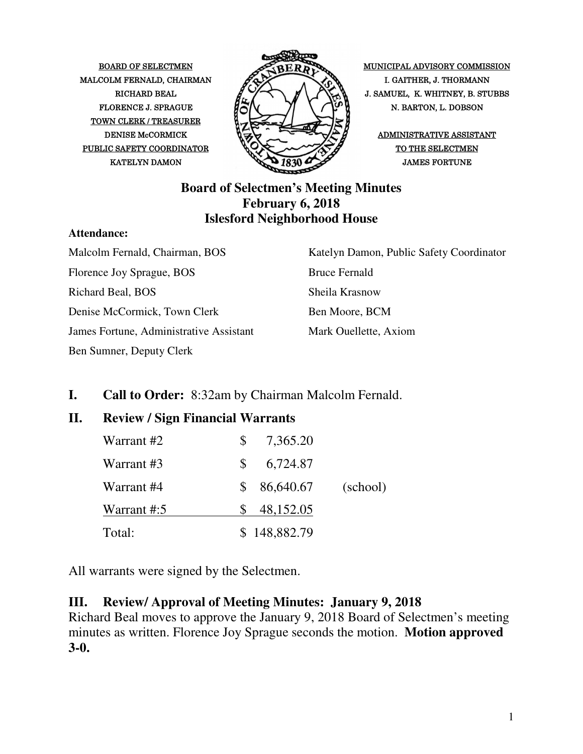BOARD OF SELECTMEN
MALCOLM FERNALD, CHAIRMAN
RICHARD BEAL
FLORENCE J. SPRAGUE
TOWN CLERK / TREASURER
DENISE McCORMICK
PUBLIC SAFETY COORDINATOR
KATELYN DAMON

MUNICIPAL ADVISORY COMMISSION
I. GAITHER, J. THORMANN
J. SAMUEL, K. WHITNEY, B. STUBBS
N. BARTON, L. DOBSON
ADMINISTRATIVE ASSISTANT
TO THE SELECTMEN
JAMES FORTUNE

# Board of Selectmen's Meeting Minutes
## February 6, 2018
## Islesford Neighborhood House

**Attendance:**

| | |
|---|---|
| Malcolm Fernald, Chairman, BOS | Katelyn Damon, Public Safety Coordinator |
| Florence Joy Sprague, BOS | Bruce Fernald |
| Richard Beal, BOS | Sheila Krasnow |
| Denise McCormick, Town Clerk | Ben Moore, BCM |
| James Fortune, Administrative Assistant | Mark Ouellette, Axiom |
| Ben Sumner, Deputy Clerk | |

## I. Call to Order: 8:32am by Chairman Malcolm Fernald.

## II. Review / Sign Financial Warrants

| | | |
|---|---|---|
| Warrant #2 | $ 7,365.20 | |
| Warrant #3 | $ 6,724.87 | |
| Warrant #4 | $ 86,640.67 | (school) |
| Warrant #:5 | $ 48,152.05 | |
| Total: | $ 148,882.79 | |

All warrants were signed by the Selectmen.

## III. Review/ Approval of Meeting Minutes: January 9, 2018

Richard Beal moves to approve the January 9, 2018 Board of Selectmen's meeting minutes as written. Florence Joy Sprague seconds the motion. **Motion approved 3-0.**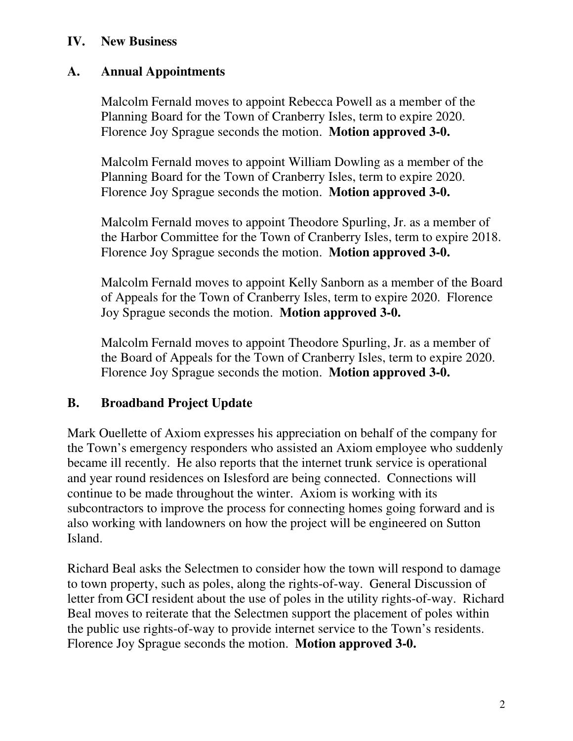## IV. New Business

### A. Annual Appointments

Malcolm Fernald moves to appoint Rebecca Powell as a member of the Planning Board for the Town of Cranberry Isles, term to expire 2020. Florence Joy Sprague seconds the motion. **Motion approved 3-0.**

Malcolm Fernald moves to appoint William Dowling as a member of the Planning Board for the Town of Cranberry Isles, term to expire 2020. Florence Joy Sprague seconds the motion. **Motion approved 3-0.**

Malcolm Fernald moves to appoint Theodore Spurling, Jr. as a member of the Harbor Committee for the Town of Cranberry Isles, term to expire 2018. Florence Joy Sprague seconds the motion. **Motion approved 3-0.**

Malcolm Fernald moves to appoint Kelly Sanborn as a member of the Board of Appeals for the Town of Cranberry Isles, term to expire 2020. Florence Joy Sprague seconds the motion. **Motion approved 3-0.**

Malcolm Fernald moves to appoint Theodore Spurling, Jr. as a member of the Board of Appeals for the Town of Cranberry Isles, term to expire 2020. Florence Joy Sprague seconds the motion. **Motion approved 3-0.**

### B. Broadband Project Update

Mark Ouellette of Axiom expresses his appreciation on behalf of the company for the Town's emergency responders who assisted an Axiom employee who suddenly became ill recently. He also reports that the internet trunk service is operational and year round residences on Islesford are being connected. Connections will continue to be made throughout the winter. Axiom is working with its subcontractors to improve the process for connecting homes going forward and is also working with landowners on how the project will be engineered on Sutton Island.

Richard Beal asks the Selectmen to consider how the town will respond to damage to town property, such as poles, along the rights-of-way. General Discussion of letter from GCI resident about the use of poles in the utility rights-of-way. Richard Beal moves to reiterate that the Selectmen support the placement of poles within the public use rights-of-way to provide internet service to the Town's residents. Florence Joy Sprague seconds the motion. **Motion approved 3-0.**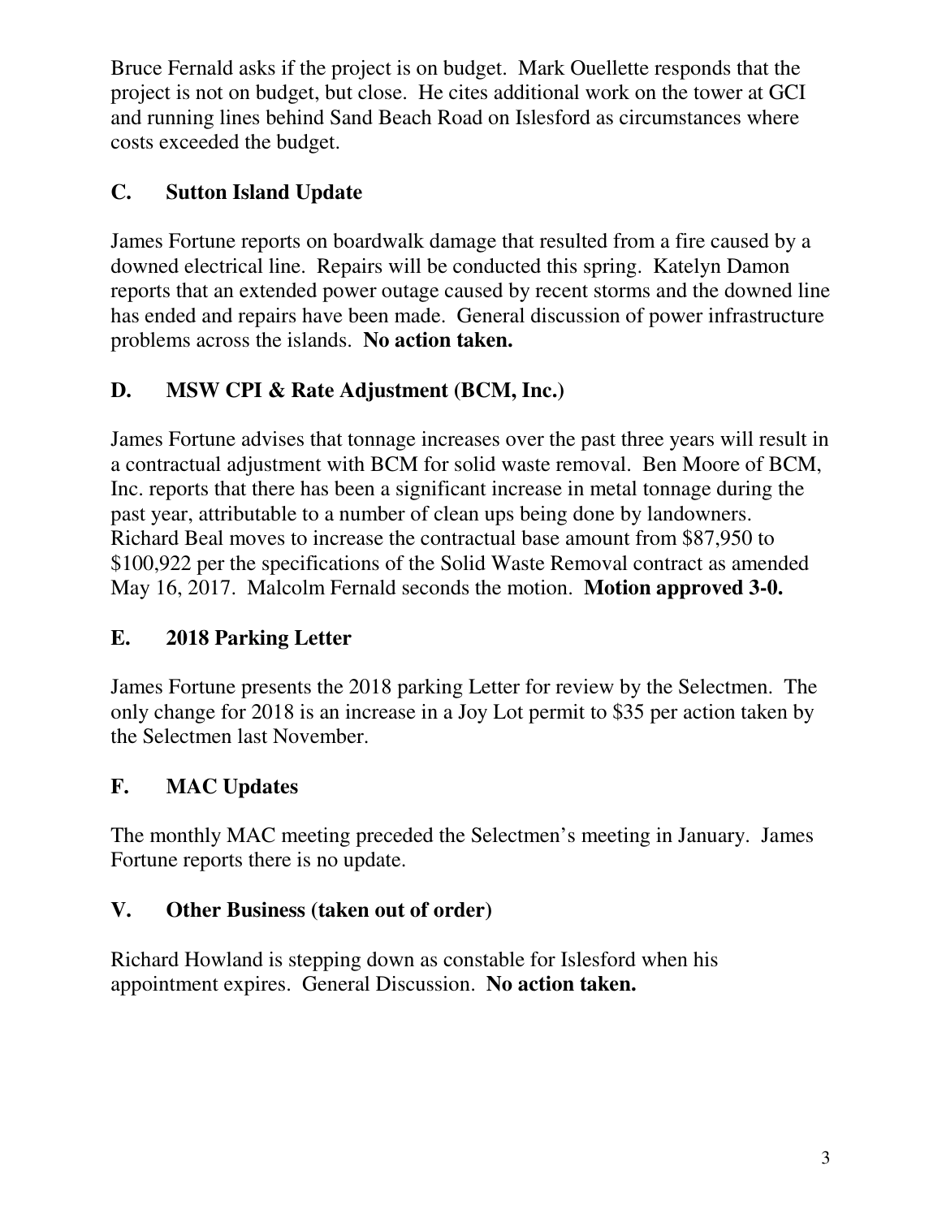Bruce Fernald asks if the project is on budget. Mark Ouellette responds that the project is not on budget, but close. He cites additional work on the tower at GCI and running lines behind Sand Beach Road on Islesford as circumstances where costs exceeded the budget.

## C. Sutton Island Update

James Fortune reports on boardwalk damage that resulted from a fire caused by a downed electrical line. Repairs will be conducted this spring. Katelyn Damon reports that an extended power outage caused by recent storms and the downed line has ended and repairs have been made. General discussion of power infrastructure problems across the islands. **No action taken.**

## D. MSW CPI & Rate Adjustment (BCM, Inc.)

James Fortune advises that tonnage increases over the past three years will result in a contractual adjustment with BCM for solid waste removal. Ben Moore of BCM, Inc. reports that there has been a significant increase in metal tonnage during the past year, attributable to a number of clean ups being done by landowners. Richard Beal moves to increase the contractual base amount from $87,950 to $100,922 per the specifications of the Solid Waste Removal contract as amended May 16, 2017. Malcolm Fernald seconds the motion. **Motion approved 3-0.**

## E. 2018 Parking Letter

James Fortune presents the 2018 parking Letter for review by the Selectmen. The only change for 2018 is an increase in a Joy Lot permit to $35 per action taken by the Selectmen last November.

## F. MAC Updates

The monthly MAC meeting preceded the Selectmen's meeting in January. James Fortune reports there is no update.

## V. Other Business (taken out of order)

Richard Howland is stepping down as constable for Islesford when his appointment expires. General Discussion. **No action taken.**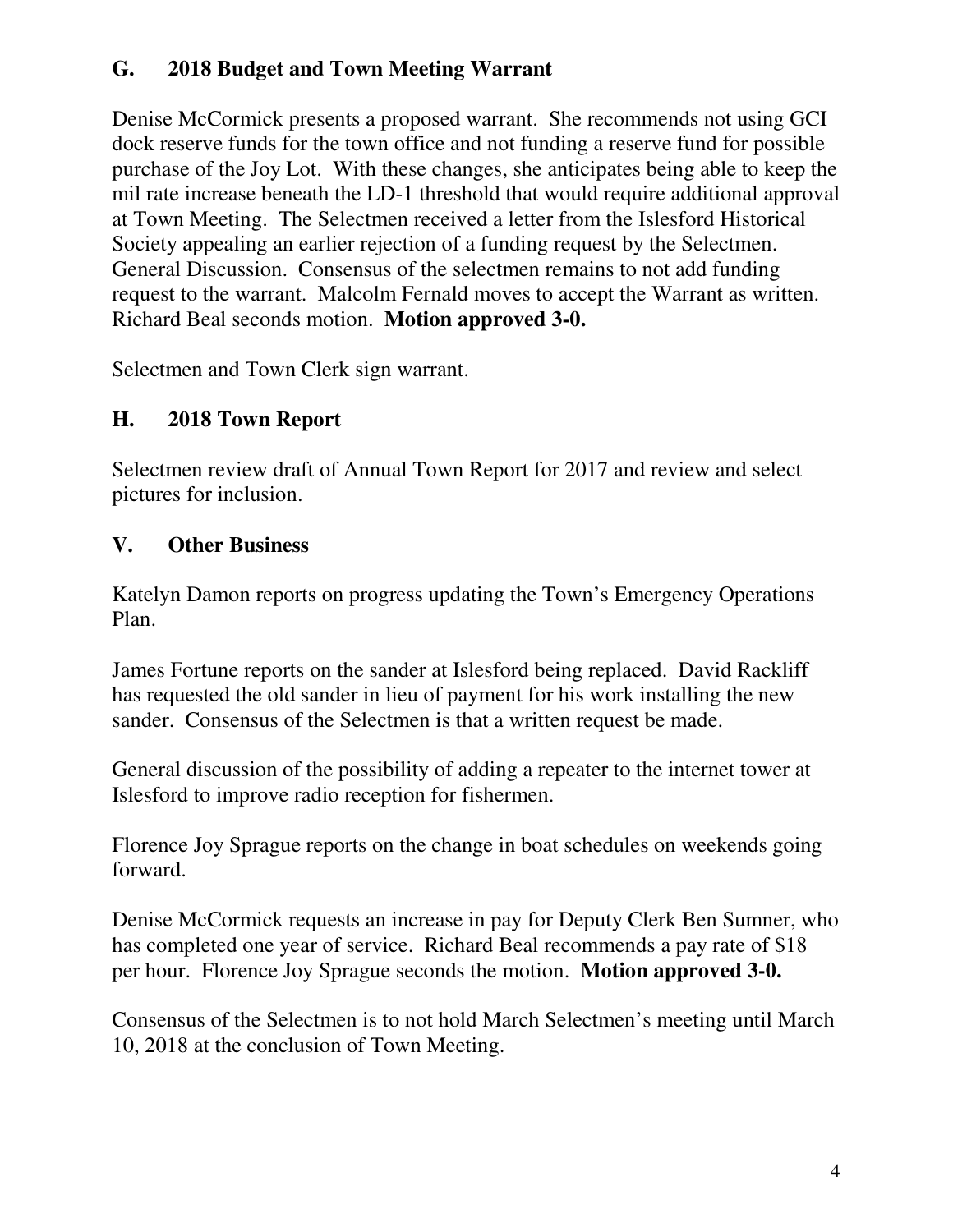## G. 2018 Budget and Town Meeting Warrant

Denise McCormick presents a proposed warrant. She recommends not using GCI dock reserve funds for the town office and not funding a reserve fund for possible purchase of the Joy Lot. With these changes, she anticipates being able to keep the mil rate increase beneath the LD-1 threshold that would require additional approval at Town Meeting. The Selectmen received a letter from the Islesford Historical Society appealing an earlier rejection of a funding request by the Selectmen. General Discussion. Consensus of the selectmen remains to not add funding request to the warrant. Malcolm Fernald moves to accept the Warrant as written. Richard Beal seconds motion. **Motion approved 3-0.**

Selectmen and Town Clerk sign warrant.

## H. 2018 Town Report

Selectmen review draft of Annual Town Report for 2017 and review and select pictures for inclusion.

## V. Other Business

Katelyn Damon reports on progress updating the Town's Emergency Operations Plan.

James Fortune reports on the sander at Islesford being replaced. David Rackliff has requested the old sander in lieu of payment for his work installing the new sander. Consensus of the Selectmen is that a written request be made.

General discussion of the possibility of adding a repeater to the internet tower at Islesford to improve radio reception for fishermen.

Florence Joy Sprague reports on the change in boat schedules on weekends going forward.

Denise McCormick requests an increase in pay for Deputy Clerk Ben Sumner, who has completed one year of service. Richard Beal recommends a pay rate of $18 per hour. Florence Joy Sprague seconds the motion. **Motion approved 3-0.**

Consensus of the Selectmen is to not hold March Selectmen's meeting until March 10, 2018 at the conclusion of Town Meeting.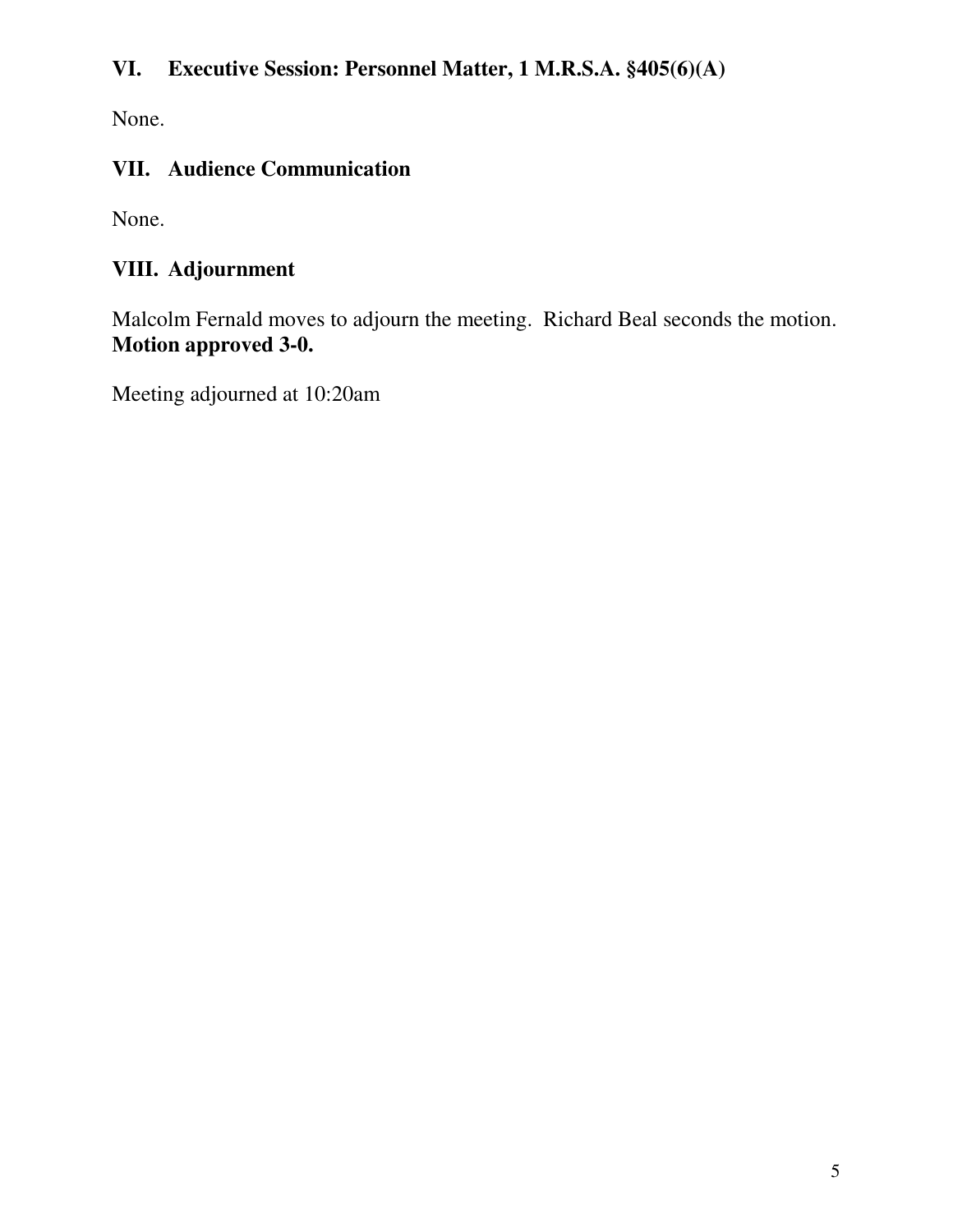## VI. Executive Session: Personnel Matter, 1 M.R.S.A. §405(6)(A)

None.

## VII. Audience Communication

None.

## VIII. Adjournment

Malcolm Fernald moves to adjourn the meeting. Richard Beal seconds the motion. **Motion approved 3-0.**

Meeting adjourned at 10:20am